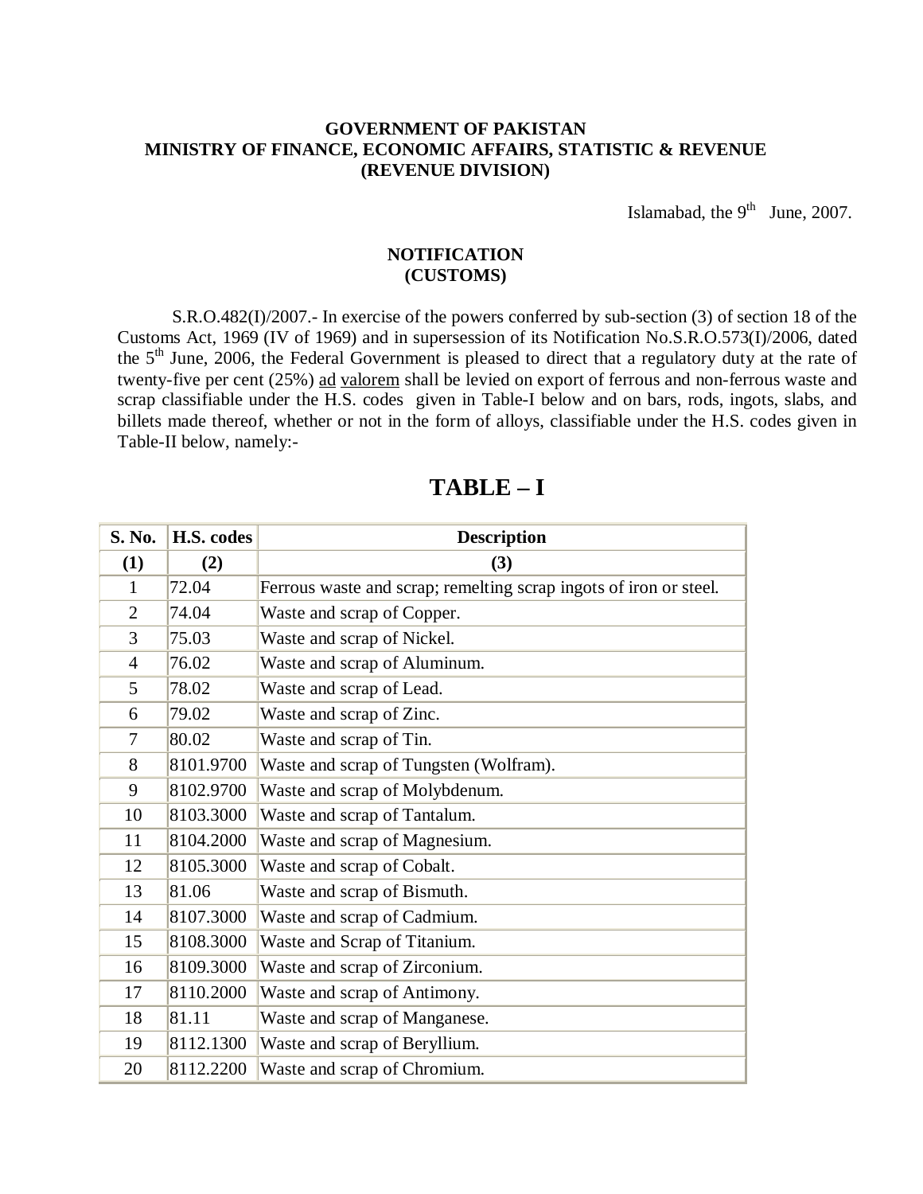**GOVERNMENT OF PAKISTAN**
**MINISTRY OF FINANCE, ECONOMIC AFFAIRS, STATISTIC & REVENUE**
**(REVENUE DIVISION)**

Islamabad, the 9th June, 2007.

**NOTIFICATION**
**(CUSTOMS)**

S.R.O.482(I)/2007.- In exercise of the powers conferred by sub-section (3) of section 18 of the Customs Act, 1969 (IV of 1969) and in supersession of its Notification No.S.R.O.573(I)/2006, dated the 5th June, 2006, the Federal Government is pleased to direct that a regulatory duty at the rate of twenty-five per cent (25%) ad valorem shall be levied on export of ferrous and non-ferrous waste and scrap classifiable under the H.S. codes given in Table-I below and on bars, rods, ingots, slabs, and billets made thereof, whether or not in the form of alloys, classifiable under the H.S. codes given in Table-II below, namely:-

# TABLE – I

| S. No. | H.S. codes | Description |
|---|---|---|
| (1) | (2) | (3) |
| 1 | 72.04 | Ferrous waste and scrap; remelting scrap ingots of iron or steel. |
| 2 | 74.04 | Waste and scrap of Copper. |
| 3 | 75.03 | Waste and scrap of Nickel. |
| 4 | 76.02 | Waste and scrap of Aluminum. |
| 5 | 78.02 | Waste and scrap of Lead. |
| 6 | 79.02 | Waste and scrap of Zinc. |
| 7 | 80.02 | Waste and scrap of Tin. |
| 8 | 8101.9700 | Waste and scrap of Tungsten (Wolfram). |
| 9 | 8102.9700 | Waste and scrap of Molybdenum. |
| 10 | 8103.3000 | Waste and scrap of Tantalum. |
| 11 | 8104.2000 | Waste and scrap of Magnesium. |
| 12 | 8105.3000 | Waste and scrap of Cobalt. |
| 13 | 81.06 | Waste and scrap of Bismuth. |
| 14 | 8107.3000 | Waste and scrap of Cadmium. |
| 15 | 8108.3000 | Waste and Scrap of Titanium. |
| 16 | 8109.3000 | Waste and scrap of Zirconium. |
| 17 | 8110.2000 | Waste and scrap of Antimony. |
| 18 | 81.11 | Waste and scrap of Manganese. |
| 19 | 8112.1300 | Waste and scrap of Beryllium. |
| 20 | 8112.2200 | Waste and scrap of Chromium. |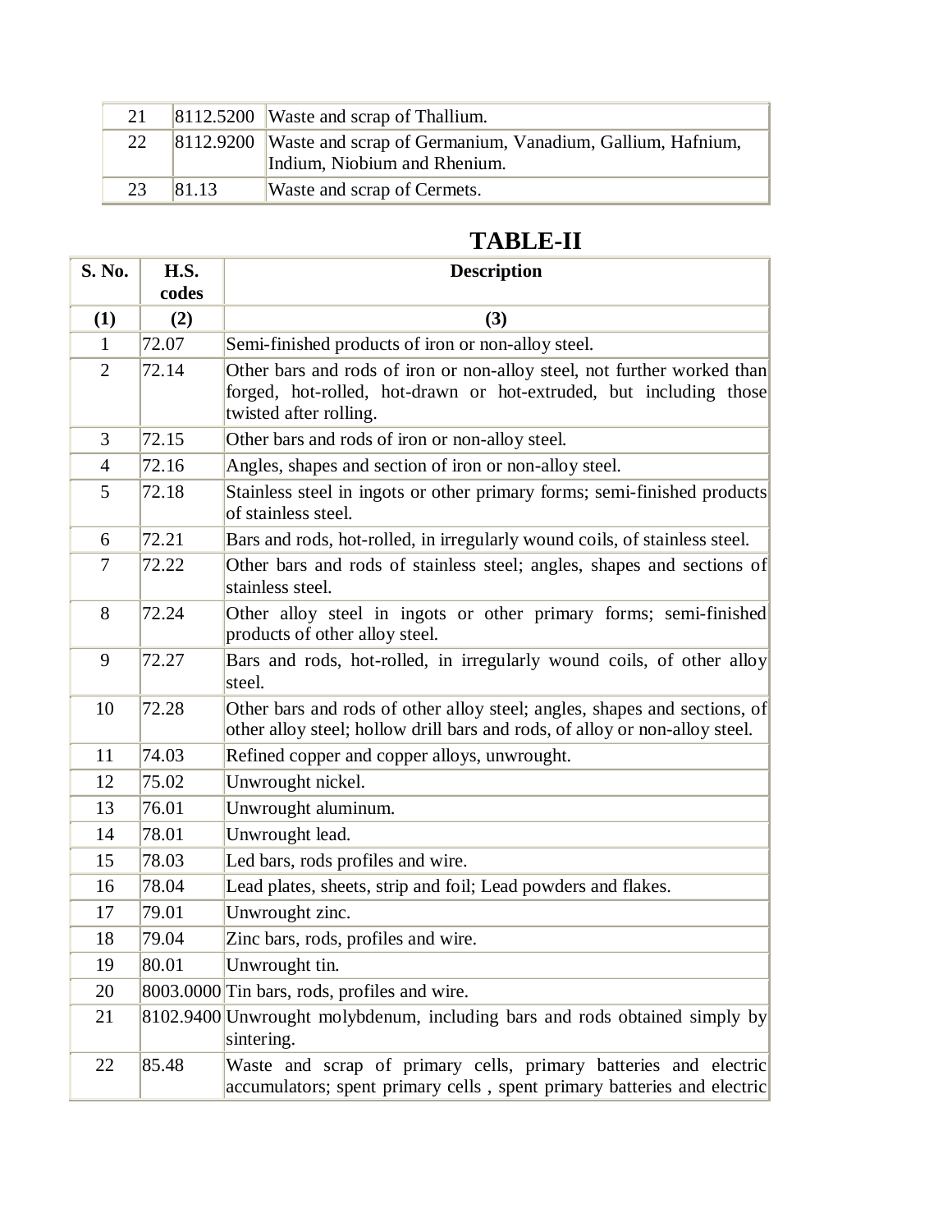| | | |
|---|---|---|
| 21 | 8112.5200 | Waste and scrap of Thallium. |
| 22 | 8112.9200 | Waste and scrap of Germanium, Vanadium, Gallium, Hafnium, Indium, Niobium and Rhenium. |
| 23 | 81.13 | Waste and scrap of Cermets. |

## TABLE-II

| S. No. | H.S. codes | Description |
|---|---|---|
| (1) | (2) | (3) |
| 1 | 72.07 | Semi-finished products of iron or non-alloy steel. |
| 2 | 72.14 | Other bars and rods of iron or non-alloy steel, not further worked than forged, hot-rolled, hot-drawn or hot-extruded, but including those twisted after rolling. |
| 3 | 72.15 | Other bars and rods of iron or non-alloy steel. |
| 4 | 72.16 | Angles, shapes and section of iron or non-alloy steel. |
| 5 | 72.18 | Stainless steel in ingots or other primary forms; semi-finished products of stainless steel. |
| 6 | 72.21 | Bars and rods, hot-rolled, in irregularly wound coils, of stainless steel. |
| 7 | 72.22 | Other bars and rods of stainless steel; angles, shapes and sections of stainless steel. |
| 8 | 72.24 | Other alloy steel in ingots or other primary forms; semi-finished products of other alloy steel. |
| 9 | 72.27 | Bars and rods, hot-rolled, in irregularly wound coils, of other alloy steel. |
| 10 | 72.28 | Other bars and rods of other alloy steel; angles, shapes and sections, of other alloy steel; hollow drill bars and rods, of alloy or non-alloy steel. |
| 11 | 74.03 | Refined copper and copper alloys, unwrought. |
| 12 | 75.02 | Unwrought nickel. |
| 13 | 76.01 | Unwrought aluminum. |
| 14 | 78.01 | Unwrought lead. |
| 15 | 78.03 | Led bars, rods profiles and wire. |
| 16 | 78.04 | Lead plates, sheets, strip and foil; Lead powders and flakes. |
| 17 | 79.01 | Unwrought zinc. |
| 18 | 79.04 | Zinc bars, rods, profiles and wire. |
| 19 | 80.01 | Unwrought tin. |
| 20 | 8003.0000 | Tin bars, rods, profiles and wire. |
| 21 | 8102.9400 | Unwrought molybdenum, including bars and rods obtained simply by sintering. |
| 22 | 85.48 | Waste and scrap of primary cells, primary batteries and electric accumulators; spent primary cells , spent primary batteries and electric |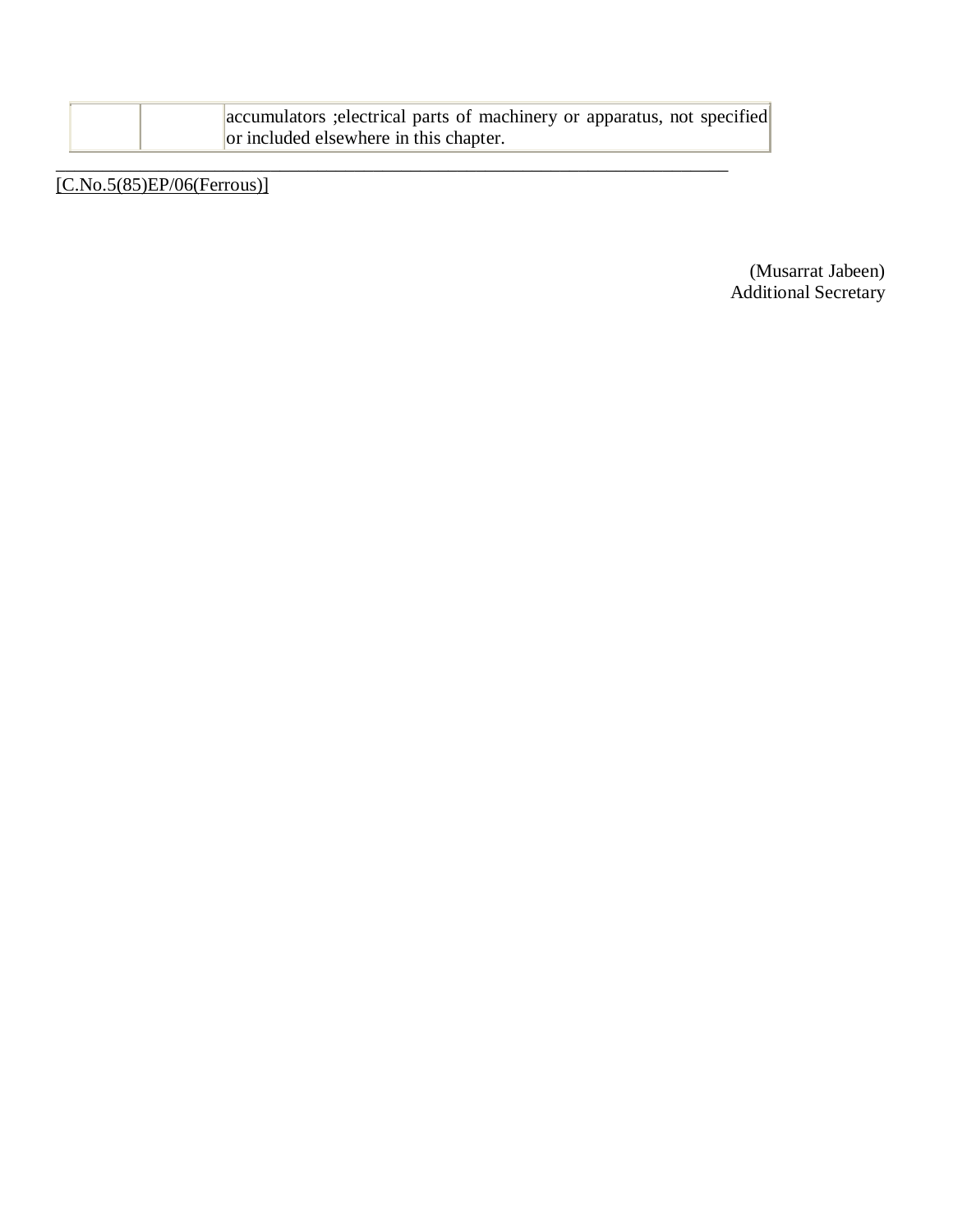| | | |
|---|---|---|
| | | accumulators ;electrical parts of machinery or apparatus, not specified or included elsewhere in this chapter. |

[C.No.5(85)EP/06(Ferrous)]

(Musarrat Jabeen)
Additional Secretary